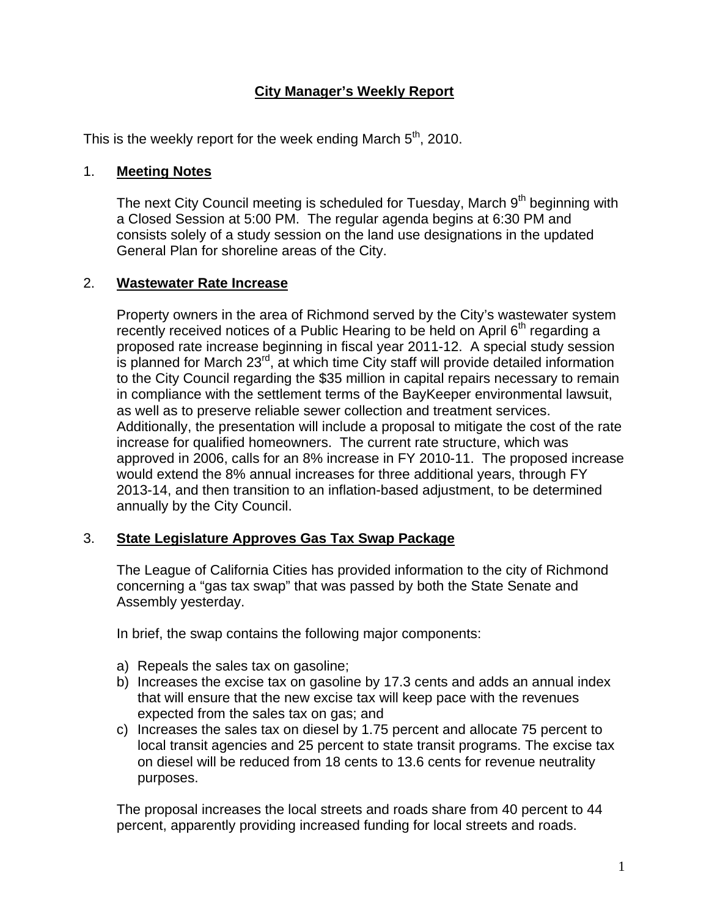# City Manager's Weekly Report

This is the weekly report for the week ending March 5th, 2010.

## 1. Meeting Notes

The next City Council meeting is scheduled for Tuesday, March 9th beginning with a Closed Session at 5:00 PM. The regular agenda begins at 6:30 PM and consists solely of a study session on the land use designations in the updated General Plan for shoreline areas of the City.

## 2. Wastewater Rate Increase

Property owners in the area of Richmond served by the City's wastewater system recently received notices of a Public Hearing to be held on April 6th regarding a proposed rate increase beginning in fiscal year 2011-12. A special study session is planned for March 23rd, at which time City staff will provide detailed information to the City Council regarding the $35 million in capital repairs necessary to remain in compliance with the settlement terms of the BayKeeper environmental lawsuit, as well as to preserve reliable sewer collection and treatment services. Additionally, the presentation will include a proposal to mitigate the cost of the rate increase for qualified homeowners. The current rate structure, which was approved in 2006, calls for an 8% increase in FY 2010-11. The proposed increase would extend the 8% annual increases for three additional years, through FY 2013-14, and then transition to an inflation-based adjustment, to be determined annually by the City Council.

## 3. State Legislature Approves Gas Tax Swap Package

The League of California Cities has provided information to the city of Richmond concerning a "gas tax swap" that was passed by both the State Senate and Assembly yesterday.

In brief, the swap contains the following major components:

a) Repeals the sales tax on gasoline;
b) Increases the excise tax on gasoline by 17.3 cents and adds an annual index that will ensure that the new excise tax will keep pace with the revenues expected from the sales tax on gas; and
c) Increases the sales tax on diesel by 1.75 percent and allocate 75 percent to local transit agencies and 25 percent to state transit programs. The excise tax on diesel will be reduced from 18 cents to 13.6 cents for revenue neutrality purposes.

The proposal increases the local streets and roads share from 40 percent to 44 percent, apparently providing increased funding for local streets and roads.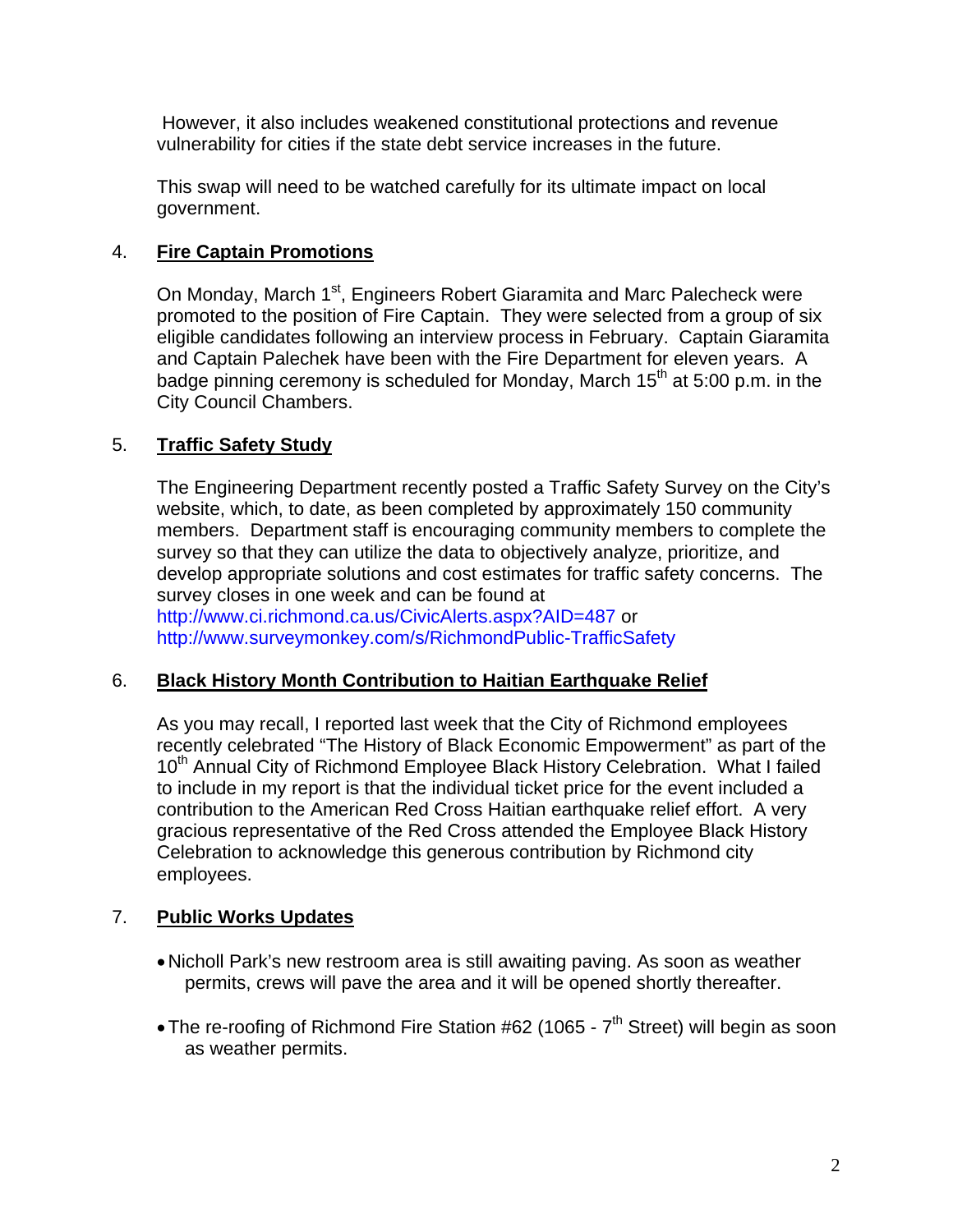However, it also includes weakened constitutional protections and revenue vulnerability for cities if the state debt service increases in the future.

This swap will need to be watched carefully for its ultimate impact on local government.

4. **Fire Captain Promotions**

   On Monday, March 1st, Engineers Robert Giaramita and Marc Palecheck were promoted to the position of Fire Captain. They were selected from a group of six eligible candidates following an interview process in February. Captain Giaramita and Captain Palechek have been with the Fire Department for eleven years. A badge pinning ceremony is scheduled for Monday, March 15th at 5:00 p.m. in the City Council Chambers.

5. **Traffic Safety Study**

   The Engineering Department recently posted a Traffic Safety Survey on the City's website, which, to date, as been completed by approximately 150 community members. Department staff is encouraging community members to complete the survey so that they can utilize the data to objectively analyze, prioritize, and develop appropriate solutions and cost estimates for traffic safety concerns. The survey closes in one week and can be found at http://www.ci.richmond.ca.us/CivicAlerts.aspx?AID=487 or http://www.surveymonkey.com/s/RichmondPublic-TrafficSafety

6. **Black History Month Contribution to Haitian Earthquake Relief**

   As you may recall, I reported last week that the City of Richmond employees recently celebrated "The History of Black Economic Empowerment" as part of the 10th Annual City of Richmond Employee Black History Celebration. What I failed to include in my report is that the individual ticket price for the event included a contribution to the American Red Cross Haitian earthquake relief effort. A very gracious representative of the Red Cross attended the Employee Black History Celebration to acknowledge this generous contribution by Richmond city employees.

7. **Public Works Updates**

   - Nicholl Park's new restroom area is still awaiting paving. As soon as weather permits, crews will pave the area and it will be opened shortly thereafter.

   - The re-roofing of Richmond Fire Station #62 (1065 - 7th Street) will begin as soon as weather permits.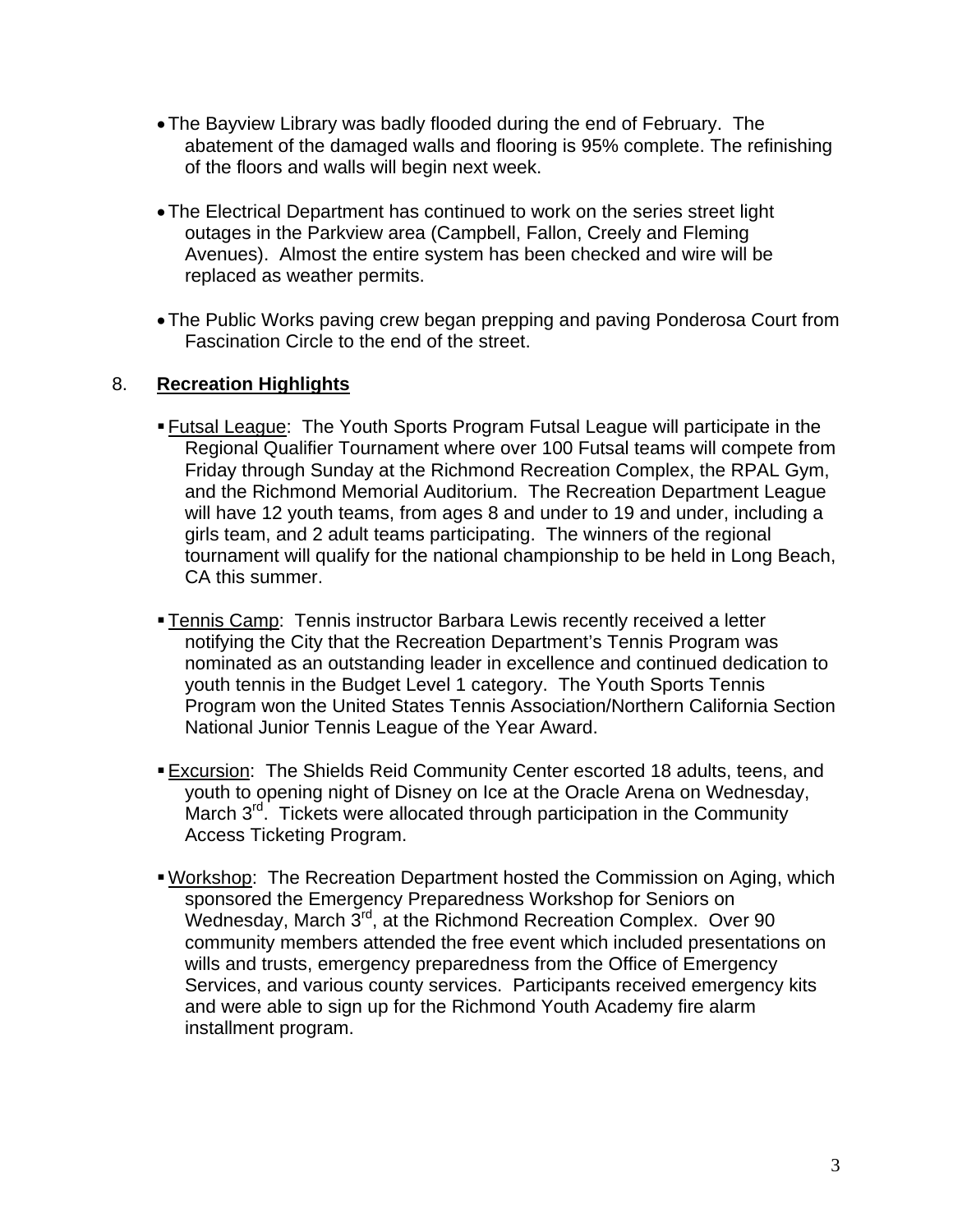- The Bayview Library was badly flooded during the end of February. The abatement of the damaged walls and flooring is 95% complete. The refinishing of the floors and walls will begin next week.

- The Electrical Department has continued to work on the series street light outages in the Parkview area (Campbell, Fallon, Creely and Fleming Avenues). Almost the entire system has been checked and wire will be replaced as weather permits.

- The Public Works paving crew began prepping and paving Ponderosa Court from Fascination Circle to the end of the street.

8. **Recreation Highlights**

- Futsal League: The Youth Sports Program Futsal League will participate in the Regional Qualifier Tournament where over 100 Futsal teams will compete from Friday through Sunday at the Richmond Recreation Complex, the RPAL Gym, and the Richmond Memorial Auditorium. The Recreation Department League will have 12 youth teams, from ages 8 and under to 19 and under, including a girls team, and 2 adult teams participating. The winners of the regional tournament will qualify for the national championship to be held in Long Beach, CA this summer.

- Tennis Camp: Tennis instructor Barbara Lewis recently received a letter notifying the City that the Recreation Department's Tennis Program was nominated as an outstanding leader in excellence and continued dedication to youth tennis in the Budget Level 1 category. The Youth Sports Tennis Program won the United States Tennis Association/Northern California Section National Junior Tennis League of the Year Award.

- Excursion: The Shields Reid Community Center escorted 18 adults, teens, and youth to opening night of Disney on Ice at the Oracle Arena on Wednesday, March 3rd. Tickets were allocated through participation in the Community Access Ticketing Program.

- Workshop: The Recreation Department hosted the Commission on Aging, which sponsored the Emergency Preparedness Workshop for Seniors on Wednesday, March 3rd, at the Richmond Recreation Complex. Over 90 community members attended the free event which included presentations on wills and trusts, emergency preparedness from the Office of Emergency Services, and various county services. Participants received emergency kits and were able to sign up for the Richmond Youth Academy fire alarm installment program.